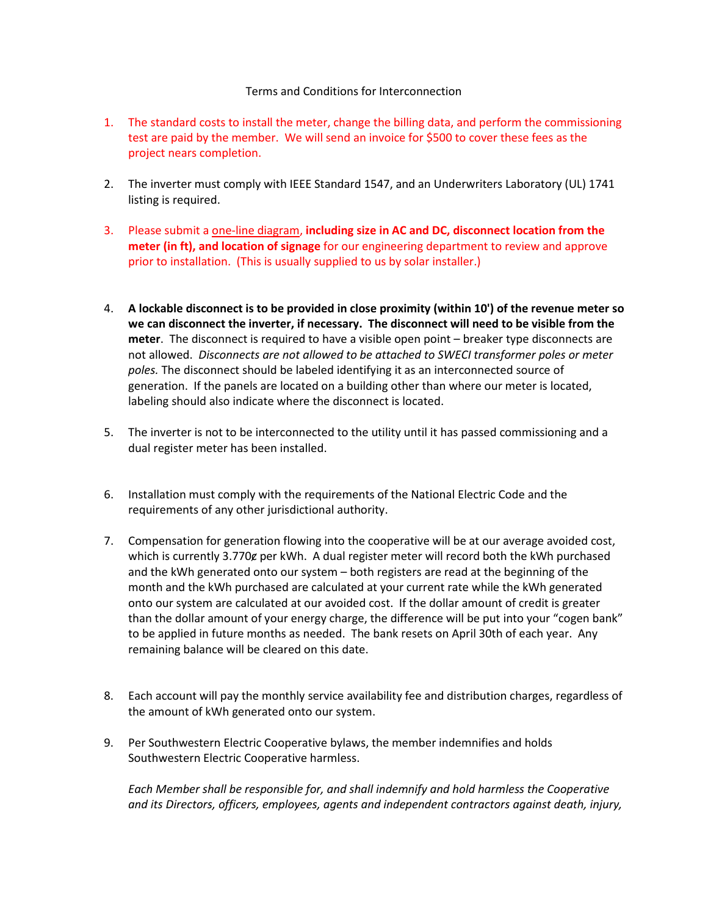Terms and Conditions for Interconnection

1. The standard costs to install the meter, change the billing data, and perform the commissioning test are paid by the member. We will send an invoice for $500 to cover these fees as the project nears completion.

2. The inverter must comply with IEEE Standard 1547, and an Underwriters Laboratory (UL) 1741 listing is required.

3. Please submit a one-line diagram, **including size in AC and DC, disconnect location from the meter (in ft), and location of signage** for our engineering department to review and approve prior to installation. (This is usually supplied to us by solar installer.)

4. **A lockable disconnect is to be provided in close proximity (within 10') of the revenue meter so we can disconnect the inverter, if necessary. The disconnect will need to be visible from the meter**. The disconnect is required to have a visible open point – breaker type disconnects are not allowed. *Disconnects are not allowed to be attached to SWECI transformer poles or meter poles.* The disconnect should be labeled identifying it as an interconnected source of generation. If the panels are located on a building other than where our meter is located, labeling should also indicate where the disconnect is located.

5. The inverter is not to be interconnected to the utility until it has passed commissioning and a dual register meter has been installed.

6. Installation must comply with the requirements of the National Electric Code and the requirements of any other jurisdictional authority.

7. Compensation for generation flowing into the cooperative will be at our average avoided cost, which is currently 3.770¢ per kWh. A dual register meter will record both the kWh purchased and the kWh generated onto our system – both registers are read at the beginning of the month and the kWh purchased are calculated at your current rate while the kWh generated onto our system are calculated at our avoided cost. If the dollar amount of credit is greater than the dollar amount of your energy charge, the difference will be put into your "cogen bank" to be applied in future months as needed. The bank resets on April 30th of each year. Any remaining balance will be cleared on this date.

8. Each account will pay the monthly service availability fee and distribution charges, regardless of the amount of kWh generated onto our system.

9. Per Southwestern Electric Cooperative bylaws, the member indemnifies and holds Southwestern Electric Cooperative harmless.

   *Each Member shall be responsible for, and shall indemnify and hold harmless the Cooperative and its Directors, officers, employees, agents and independent contractors against death, injury,*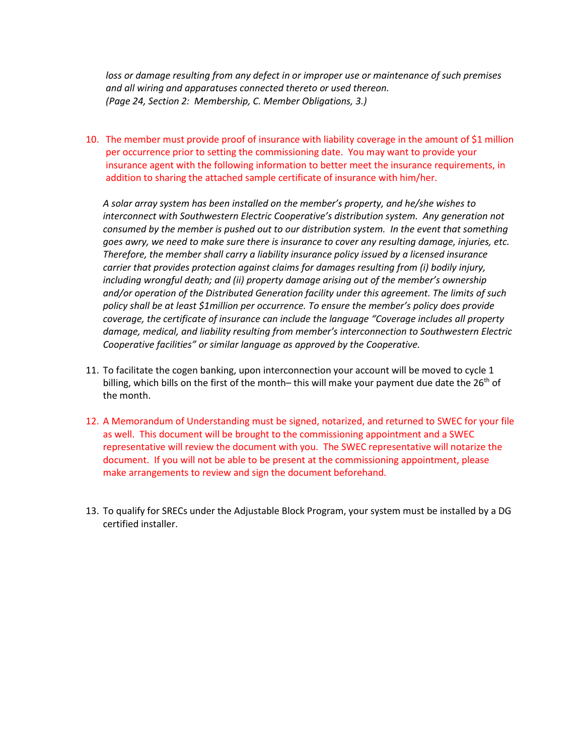*loss or damage resulting from any defect in or improper use or maintenance of such premises and all wiring and apparatuses connected thereto or used thereon.*
*(Page 24, Section 2: Membership, C. Member Obligations, 3.)*

10. The member must provide proof of insurance with liability coverage in the amount of $1 million per occurrence prior to setting the commissioning date. You may want to provide your insurance agent with the following information to better meet the insurance requirements, in addition to sharing the attached sample certificate of insurance with him/her.

    *A solar array system has been installed on the member's property, and he/she wishes to interconnect with Southwestern Electric Cooperative's distribution system. Any generation not consumed by the member is pushed out to our distribution system. In the event that something goes awry, we need to make sure there is insurance to cover any resulting damage, injuries, etc. Therefore, the member shall carry a liability insurance policy issued by a licensed insurance carrier that provides protection against claims for damages resulting from (i) bodily injury, including wrongful death; and (ii) property damage arising out of the member's ownership and/or operation of the Distributed Generation facility under this agreement. The limits of such policy shall be at least $1million per occurrence. To ensure the member's policy does provide coverage, the certificate of insurance can include the language "Coverage includes all property damage, medical, and liability resulting from member's interconnection to Southwestern Electric Cooperative facilities" or similar language as approved by the Cooperative.*

11. To facilitate the cogen banking, upon interconnection your account will be moved to cycle 1 billing, which bills on the first of the month– this will make your payment due date the 26th of the month.

12. A Memorandum of Understanding must be signed, notarized, and returned to SWEC for your file as well. This document will be brought to the commissioning appointment and a SWEC representative will review the document with you. The SWEC representative will notarize the document. If you will not be able to be present at the commissioning appointment, please make arrangements to review and sign the document beforehand.

13. To qualify for SRECs under the Adjustable Block Program, your system must be installed by a DG certified installer.